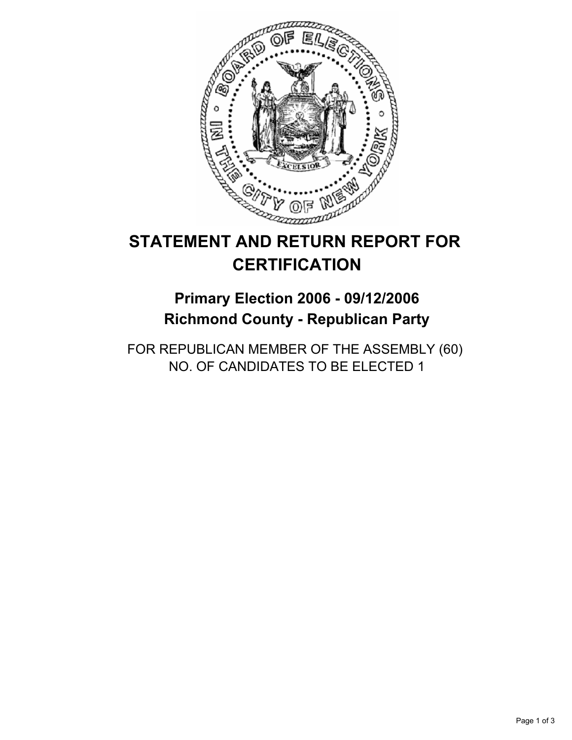# STATEMENT AND RETURN REPORT FOR CERTIFICATION

## Primary Election 2006 - 09/12/2006
## Richmond County - Republican Party

FOR REPUBLICAN MEMBER OF THE ASSEMBLY (60)
NO. OF CANDIDATES TO BE ELECTED 1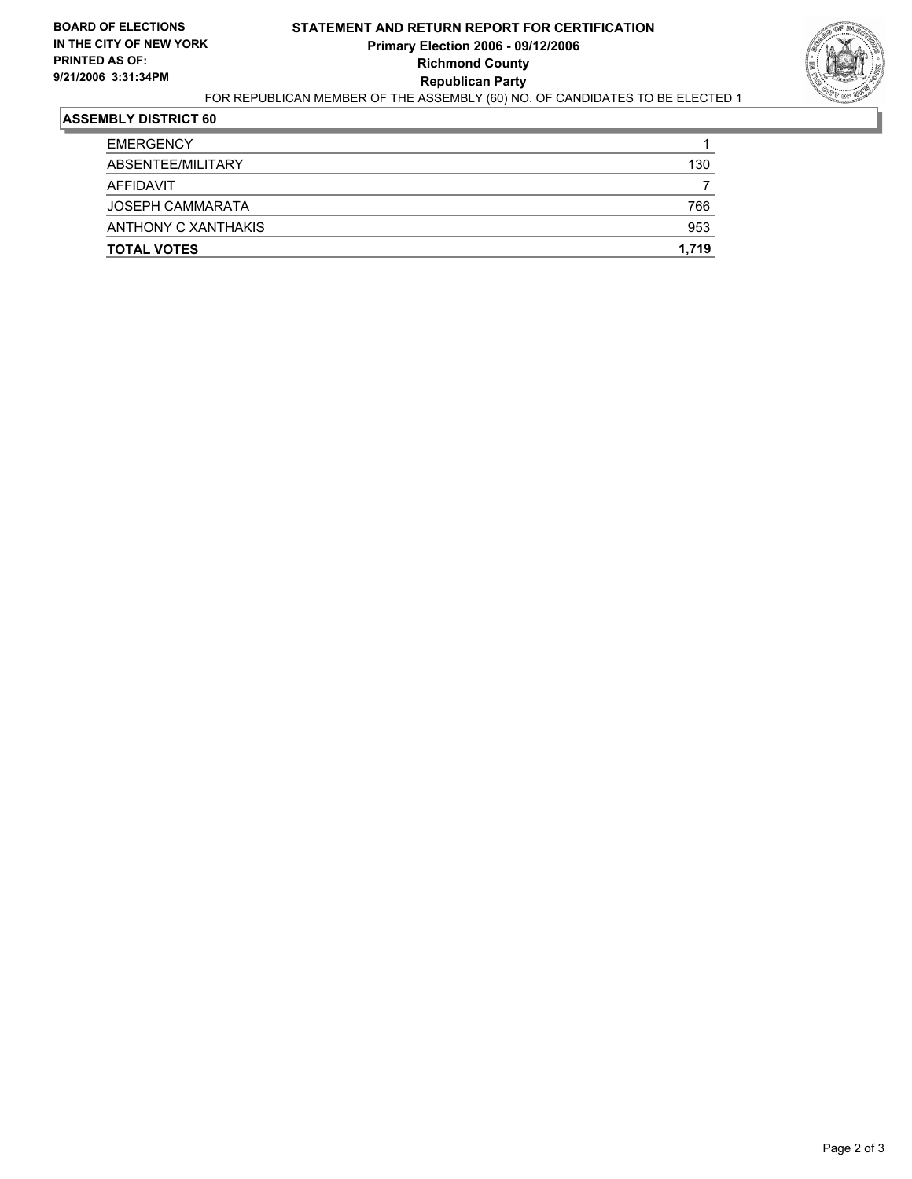**BOARD OF ELECTIONS**
**IN THE CITY OF NEW YORK**
**PRINTED AS OF:**
**9/21/2006 3:31:34PM**

# STATEMENT AND RETURN REPORT FOR CERTIFICATION
## Primary Election 2006 - 09/12/2006
## Richmond County
## Republican Party

FOR REPUBLICAN MEMBER OF THE ASSEMBLY (60) NO. OF CANDIDATES TO BE ELECTED 1

### ASSEMBLY DISTRICT 60

| | |
|---|---|
| EMERGENCY | 1 |
| ABSENTEE/MILITARY | 130 |
| AFFIDAVIT | 7 |
| JOSEPH CAMMARATA | 766 |
| ANTHONY C XANTHAKIS | 953 |
| **TOTAL VOTES** | **1,719** |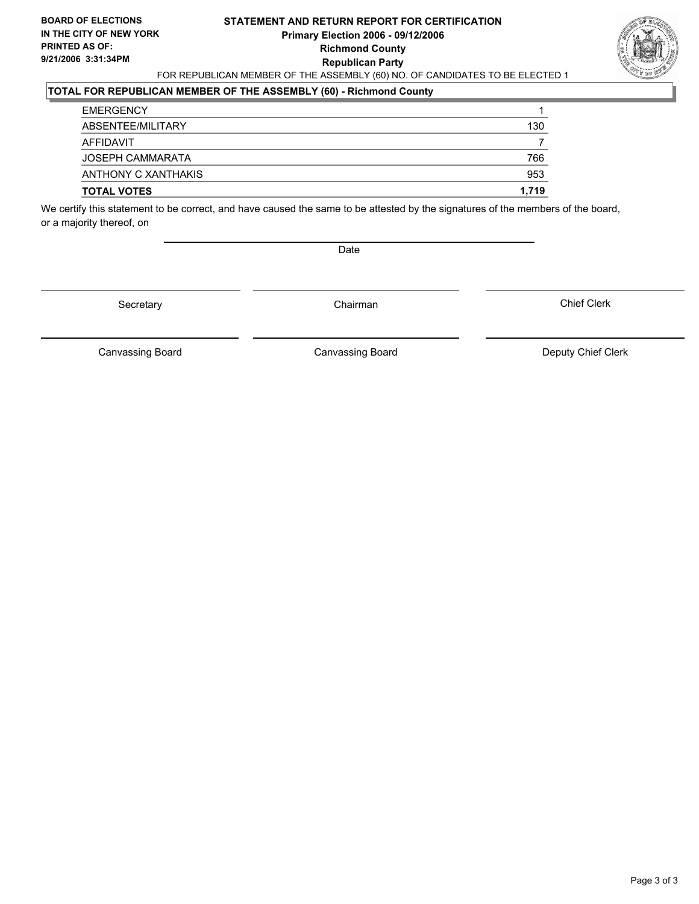**BOARD OF ELECTIONS IN THE CITY OF NEW YORK**
**PRINTED AS OF:**
**9/21/2006 3:31:34PM**

**STATEMENT AND RETURN REPORT FOR CERTIFICATION**
**Primary Election 2006 - 09/12/2006**
**Richmond County**
**Republican Party**

FOR REPUBLICAN MEMBER OF THE ASSEMBLY (60) NO. OF CANDIDATES TO BE ELECTED 1

**TOTAL FOR REPUBLICAN MEMBER OF THE ASSEMBLY (60) - Richmond County**

| | |
|---|---|
| EMERGENCY | 1 |
| ABSENTEE/MILITARY | 130 |
| AFFIDAVIT | 7 |
| JOSEPH CAMMARATA | 766 |
| ANTHONY C XANTHAKIS | 953 |
| **TOTAL VOTES** | **1,719** |

We certify this statement to be correct, and have caused the same to be attested by the signatures of the members of the board, or a majority thereof, on

Date

Secretary

Chairman

Chief Clerk

Canvassing Board

Canvassing Board

Deputy Chief Clerk